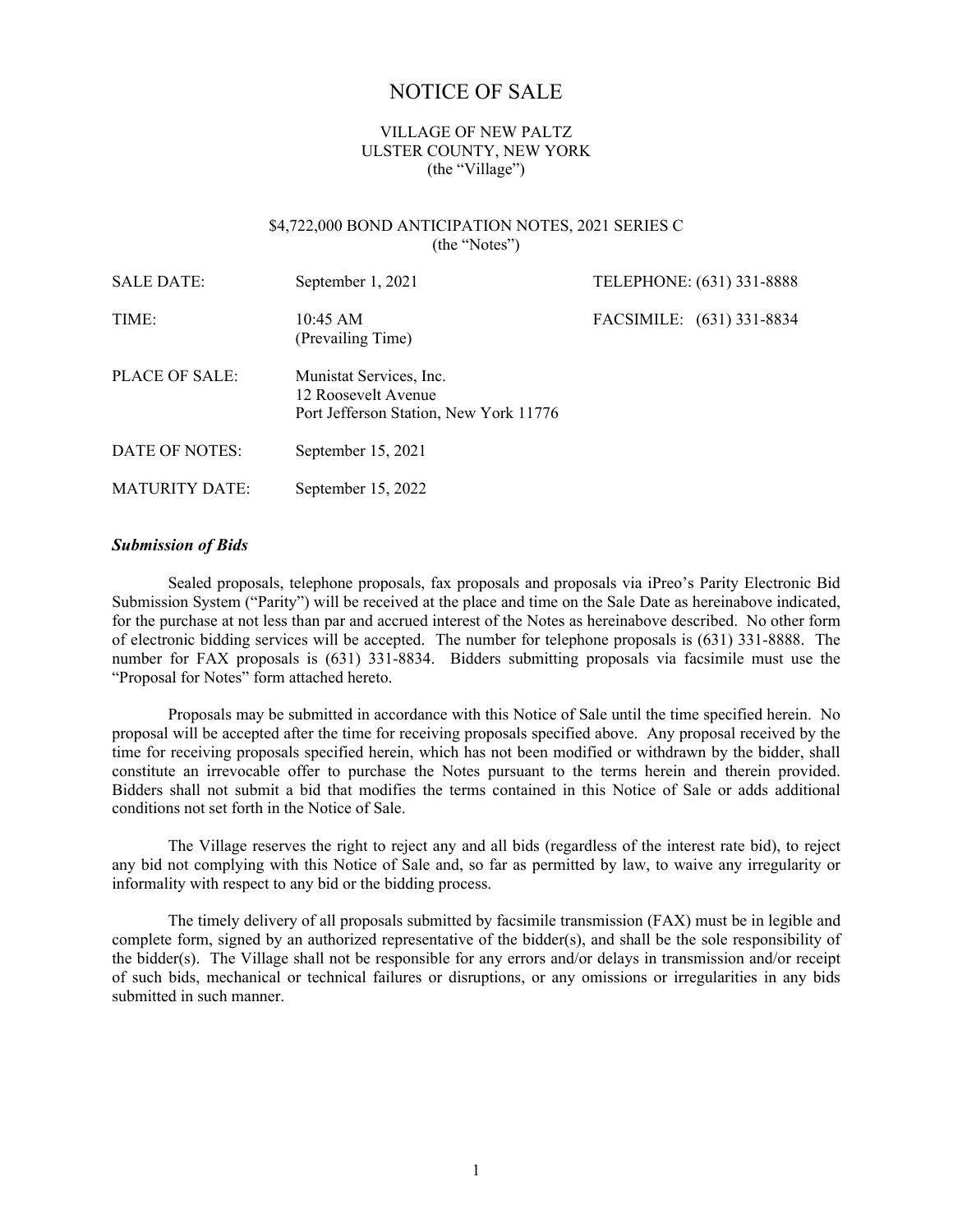# NOTICE OF SALE

VILLAGE OF NEW PALTZ
ULSTER COUNTY, NEW YORK
(the "Village")

$4,722,000 BOND ANTICIPATION NOTES, 2021 SERIES C
(the "Notes")

| | | |
|---|---|---|
| SALE DATE: | September 1, 2021 | TELEPHONE: (631) 331-8888 |
| TIME: | 10:45 AM (Prevailing Time) | FACSIMILE: (631) 331-8834 |
| PLACE OF SALE: | Munistat Services, Inc. 12 Roosevelt Avenue Port Jefferson Station, New York 11776 | |
| DATE OF NOTES: | September 15, 2021 | |
| MATURITY DATE: | September 15, 2022 | |

### *Submission of Bids*

Sealed proposals, telephone proposals, fax proposals and proposals via iPreo's Parity Electronic Bid Submission System ("Parity") will be received at the place and time on the Sale Date as hereinabove indicated, for the purchase at not less than par and accrued interest of the Notes as hereinabove described. No other form of electronic bidding services will be accepted. The number for telephone proposals is (631) 331-8888. The number for FAX proposals is (631) 331-8834. Bidders submitting proposals via facsimile must use the "Proposal for Notes" form attached hereto.

Proposals may be submitted in accordance with this Notice of Sale until the time specified herein. No proposal will be accepted after the time for receiving proposals specified above. Any proposal received by the time for receiving proposals specified herein, which has not been modified or withdrawn by the bidder, shall constitute an irrevocable offer to purchase the Notes pursuant to the terms herein and therein provided. Bidders shall not submit a bid that modifies the terms contained in this Notice of Sale or adds additional conditions not set forth in the Notice of Sale.

The Village reserves the right to reject any and all bids (regardless of the interest rate bid), to reject any bid not complying with this Notice of Sale and, so far as permitted by law, to waive any irregularity or informality with respect to any bid or the bidding process.

The timely delivery of all proposals submitted by facsimile transmission (FAX) must be in legible and complete form, signed by an authorized representative of the bidder(s), and shall be the sole responsibility of the bidder(s). The Village shall not be responsible for any errors and/or delays in transmission and/or receipt of such bids, mechanical or technical failures or disruptions, or any omissions or irregularities in any bids submitted in such manner.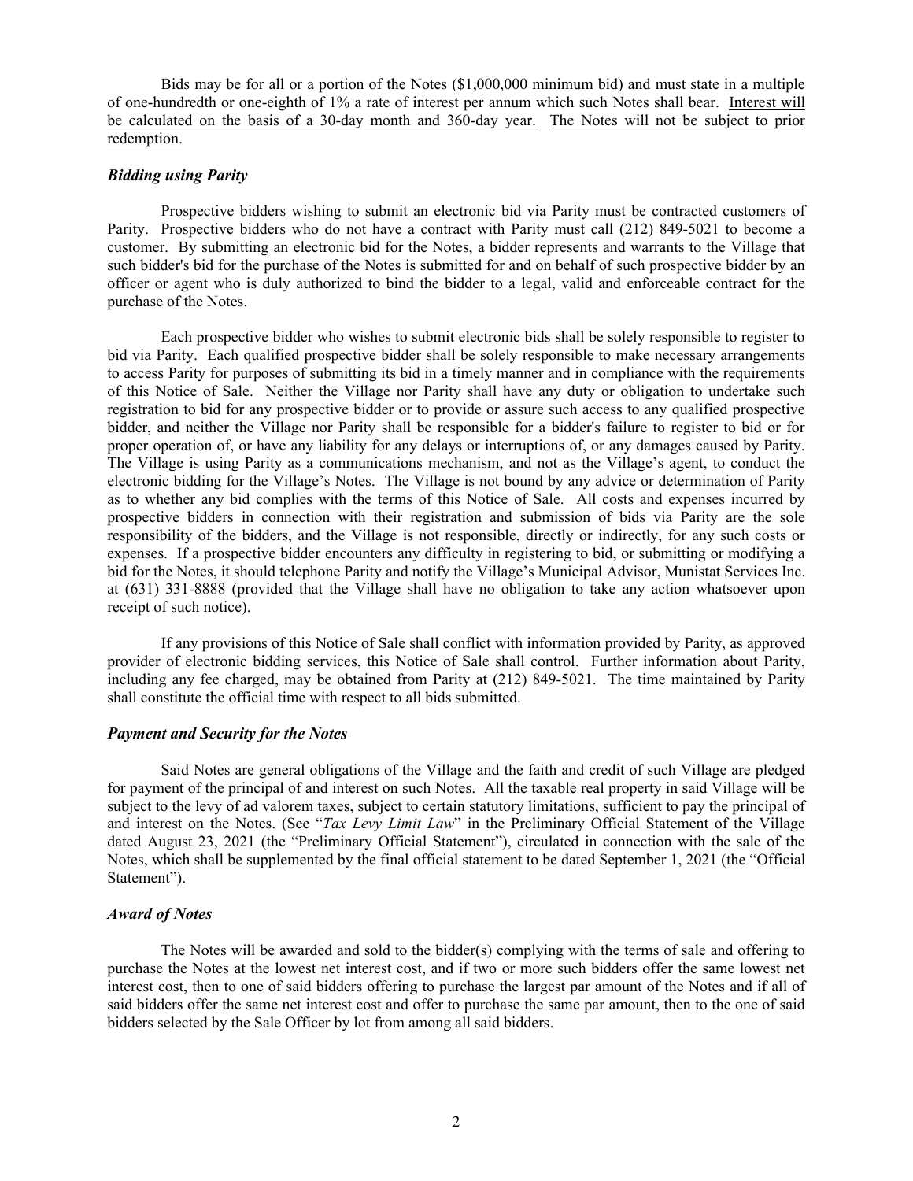Bids may be for all or a portion of the Notes ($1,000,000 minimum bid) and must state in a multiple of one-hundredth or one-eighth of 1% a rate of interest per annum which such Notes shall bear. Interest will be calculated on the basis of a 30-day month and 360-day year. The Notes will not be subject to prior redemption.

### *Bidding using Parity*

Prospective bidders wishing to submit an electronic bid via Parity must be contracted customers of Parity. Prospective bidders who do not have a contract with Parity must call (212) 849-5021 to become a customer. By submitting an electronic bid for the Notes, a bidder represents and warrants to the Village that such bidder's bid for the purchase of the Notes is submitted for and on behalf of such prospective bidder by an officer or agent who is duly authorized to bind the bidder to a legal, valid and enforceable contract for the purchase of the Notes.

Each prospective bidder who wishes to submit electronic bids shall be solely responsible to register to bid via Parity. Each qualified prospective bidder shall be solely responsible to make necessary arrangements to access Parity for purposes of submitting its bid in a timely manner and in compliance with the requirements of this Notice of Sale. Neither the Village nor Parity shall have any duty or obligation to undertake such registration to bid for any prospective bidder or to provide or assure such access to any qualified prospective bidder, and neither the Village nor Parity shall be responsible for a bidder's failure to register to bid or for proper operation of, or have any liability for any delays or interruptions of, or any damages caused by Parity. The Village is using Parity as a communications mechanism, and not as the Village's agent, to conduct the electronic bidding for the Village's Notes. The Village is not bound by any advice or determination of Parity as to whether any bid complies with the terms of this Notice of Sale. All costs and expenses incurred by prospective bidders in connection with their registration and submission of bids via Parity are the sole responsibility of the bidders, and the Village is not responsible, directly or indirectly, for any such costs or expenses. If a prospective bidder encounters any difficulty in registering to bid, or submitting or modifying a bid for the Notes, it should telephone Parity and notify the Village's Municipal Advisor, Munistat Services Inc. at (631) 331-8888 (provided that the Village shall have no obligation to take any action whatsoever upon receipt of such notice).

If any provisions of this Notice of Sale shall conflict with information provided by Parity, as approved provider of electronic bidding services, this Notice of Sale shall control. Further information about Parity, including any fee charged, may be obtained from Parity at (212) 849-5021. The time maintained by Parity shall constitute the official time with respect to all bids submitted.

### *Payment and Security for the Notes*

Said Notes are general obligations of the Village and the faith and credit of such Village are pledged for payment of the principal of and interest on such Notes. All the taxable real property in said Village will be subject to the levy of ad valorem taxes, subject to certain statutory limitations, sufficient to pay the principal of and interest on the Notes. (See "*Tax Levy Limit Law*" in the Preliminary Official Statement of the Village dated August 23, 2021 (the "Preliminary Official Statement"), circulated in connection with the sale of the Notes, which shall be supplemented by the final official statement to be dated September 1, 2021 (the "Official Statement").

### *Award of Notes*

The Notes will be awarded and sold to the bidder(s) complying with the terms of sale and offering to purchase the Notes at the lowest net interest cost, and if two or more such bidders offer the same lowest net interest cost, then to one of said bidders offering to purchase the largest par amount of the Notes and if all of said bidders offer the same net interest cost and offer to purchase the same par amount, then to the one of said bidders selected by the Sale Officer by lot from among all said bidders.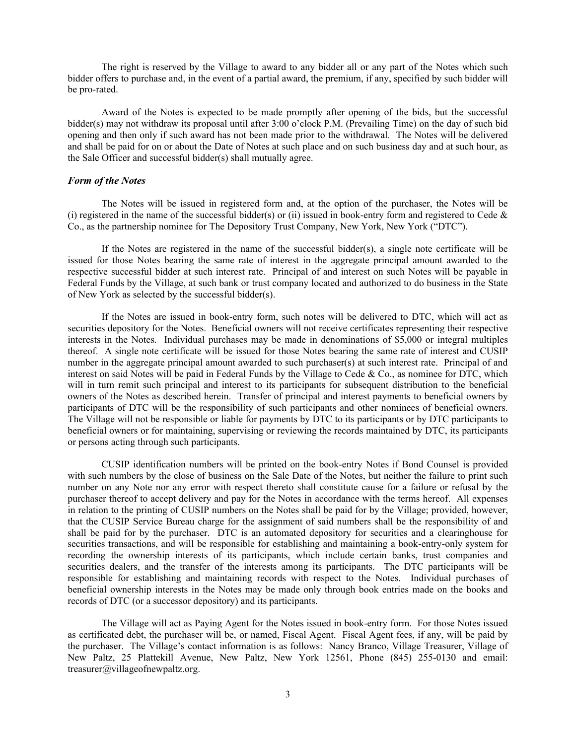The right is reserved by the Village to award to any bidder all or any part of the Notes which such bidder offers to purchase and, in the event of a partial award, the premium, if any, specified by such bidder will be pro-rated.

Award of the Notes is expected to be made promptly after opening of the bids, but the successful bidder(s) may not withdraw its proposal until after 3:00 o'clock P.M. (Prevailing Time) on the day of such bid opening and then only if such award has not been made prior to the withdrawal. The Notes will be delivered and shall be paid for on or about the Date of Notes at such place and on such business day and at such hour, as the Sale Officer and successful bidder(s) shall mutually agree.

### *Form of the Notes*

The Notes will be issued in registered form and, at the option of the purchaser, the Notes will be (i) registered in the name of the successful bidder(s) or (ii) issued in book-entry form and registered to Cede & Co., as the partnership nominee for The Depository Trust Company, New York, New York ("DTC").

If the Notes are registered in the name of the successful bidder(s), a single note certificate will be issued for those Notes bearing the same rate of interest in the aggregate principal amount awarded to the respective successful bidder at such interest rate. Principal of and interest on such Notes will be payable in Federal Funds by the Village, at such bank or trust company located and authorized to do business in the State of New York as selected by the successful bidder(s).

If the Notes are issued in book-entry form, such notes will be delivered to DTC, which will act as securities depository for the Notes. Beneficial owners will not receive certificates representing their respective interests in the Notes. Individual purchases may be made in denominations of $5,000 or integral multiples thereof. A single note certificate will be issued for those Notes bearing the same rate of interest and CUSIP number in the aggregate principal amount awarded to such purchaser(s) at such interest rate. Principal of and interest on said Notes will be paid in Federal Funds by the Village to Cede & Co., as nominee for DTC, which will in turn remit such principal and interest to its participants for subsequent distribution to the beneficial owners of the Notes as described herein. Transfer of principal and interest payments to beneficial owners by participants of DTC will be the responsibility of such participants and other nominees of beneficial owners. The Village will not be responsible or liable for payments by DTC to its participants or by DTC participants to beneficial owners or for maintaining, supervising or reviewing the records maintained by DTC, its participants or persons acting through such participants.

CUSIP identification numbers will be printed on the book-entry Notes if Bond Counsel is provided with such numbers by the close of business on the Sale Date of the Notes, but neither the failure to print such number on any Note nor any error with respect thereto shall constitute cause for a failure or refusal by the purchaser thereof to accept delivery and pay for the Notes in accordance with the terms hereof. All expenses in relation to the printing of CUSIP numbers on the Notes shall be paid for by the Village; provided, however, that the CUSIP Service Bureau charge for the assignment of said numbers shall be the responsibility of and shall be paid for by the purchaser. DTC is an automated depository for securities and a clearinghouse for securities transactions, and will be responsible for establishing and maintaining a book-entry-only system for recording the ownership interests of its participants, which include certain banks, trust companies and securities dealers, and the transfer of the interests among its participants. The DTC participants will be responsible for establishing and maintaining records with respect to the Notes. Individual purchases of beneficial ownership interests in the Notes may be made only through book entries made on the books and records of DTC (or a successor depository) and its participants.

The Village will act as Paying Agent for the Notes issued in book-entry form. For those Notes issued as certificated debt, the purchaser will be, or named, Fiscal Agent. Fiscal Agent fees, if any, will be paid by the purchaser. The Village's contact information is as follows: Nancy Branco, Village Treasurer, Village of New Paltz, 25 Plattekill Avenue, New Paltz, New York 12561, Phone (845) 255-0130 and email: treasurer@villageofnewpaltz.org.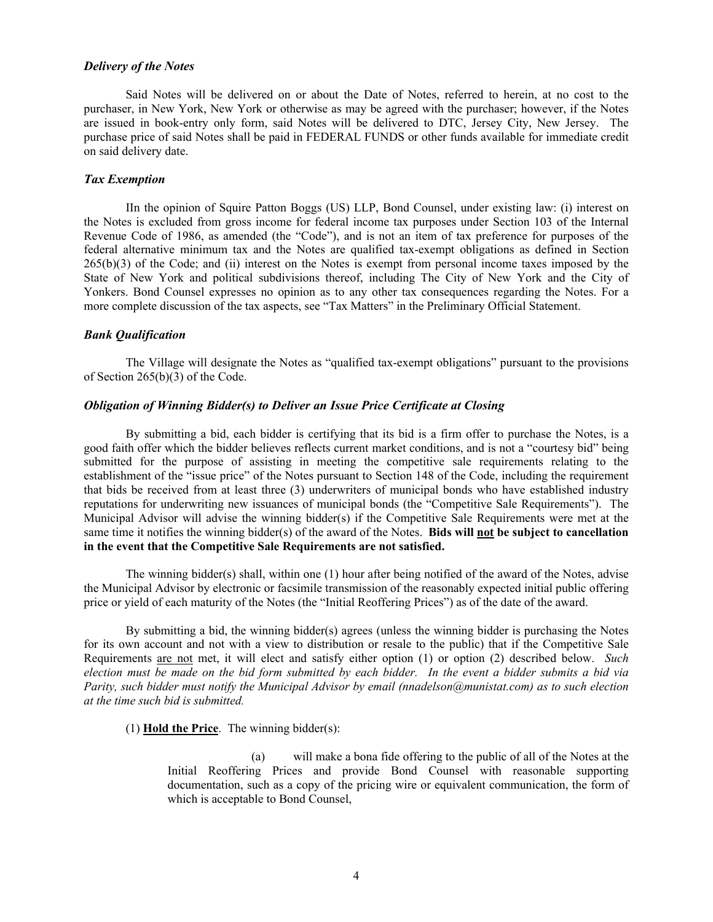### *Delivery of the Notes*

Said Notes will be delivered on or about the Date of Notes, referred to herein, at no cost to the purchaser, in New York, New York or otherwise as may be agreed with the purchaser; however, if the Notes are issued in book-entry only form, said Notes will be delivered to DTC, Jersey City, New Jersey. The purchase price of said Notes shall be paid in FEDERAL FUNDS or other funds available for immediate credit on said delivery date.

### *Tax Exemption*

IIn the opinion of Squire Patton Boggs (US) LLP, Bond Counsel, under existing law: (i) interest on the Notes is excluded from gross income for federal income tax purposes under Section 103 of the Internal Revenue Code of 1986, as amended (the "Code"), and is not an item of tax preference for purposes of the federal alternative minimum tax and the Notes are qualified tax-exempt obligations as defined in Section 265(b)(3) of the Code; and (ii) interest on the Notes is exempt from personal income taxes imposed by the State of New York and political subdivisions thereof, including The City of New York and the City of Yonkers. Bond Counsel expresses no opinion as to any other tax consequences regarding the Notes. For a more complete discussion of the tax aspects, see "Tax Matters" in the Preliminary Official Statement.

### *Bank Qualification*

The Village will designate the Notes as "qualified tax-exempt obligations" pursuant to the provisions of Section 265(b)(3) of the Code.

### *Obligation of Winning Bidder(s) to Deliver an Issue Price Certificate at Closing*

By submitting a bid, each bidder is certifying that its bid is a firm offer to purchase the Notes, is a good faith offer which the bidder believes reflects current market conditions, and is not a "courtesy bid" being submitted for the purpose of assisting in meeting the competitive sale requirements relating to the establishment of the "issue price" of the Notes pursuant to Section 148 of the Code, including the requirement that bids be received from at least three (3) underwriters of municipal bonds who have established industry reputations for underwriting new issuances of municipal bonds (the "Competitive Sale Requirements"). The Municipal Advisor will advise the winning bidder(s) if the Competitive Sale Requirements were met at the same time it notifies the winning bidder(s) of the award of the Notes. **Bids will not be subject to cancellation in the event that the Competitive Sale Requirements are not satisfied.**

The winning bidder(s) shall, within one (1) hour after being notified of the award of the Notes, advise the Municipal Advisor by electronic or facsimile transmission of the reasonably expected initial public offering price or yield of each maturity of the Notes (the "Initial Reoffering Prices") as of the date of the award.

By submitting a bid, the winning bidder(s) agrees (unless the winning bidder is purchasing the Notes for its own account and not with a view to distribution or resale to the public) that if the Competitive Sale Requirements are not met, it will elect and satisfy either option (1) or option (2) described below. *Such election must be made on the bid form submitted by each bidder. In the event a bidder submits a bid via Parity, such bidder must notify the Municipal Advisor by email (nnadelson@munistat.com) as to such election at the time such bid is submitted.*

(1) **Hold the Price**. The winning bidder(s):

> (a) will make a bona fide offering to the public of all of the Notes at the Initial Reoffering Prices and provide Bond Counsel with reasonable supporting documentation, such as a copy of the pricing wire or equivalent communication, the form of which is acceptable to Bond Counsel,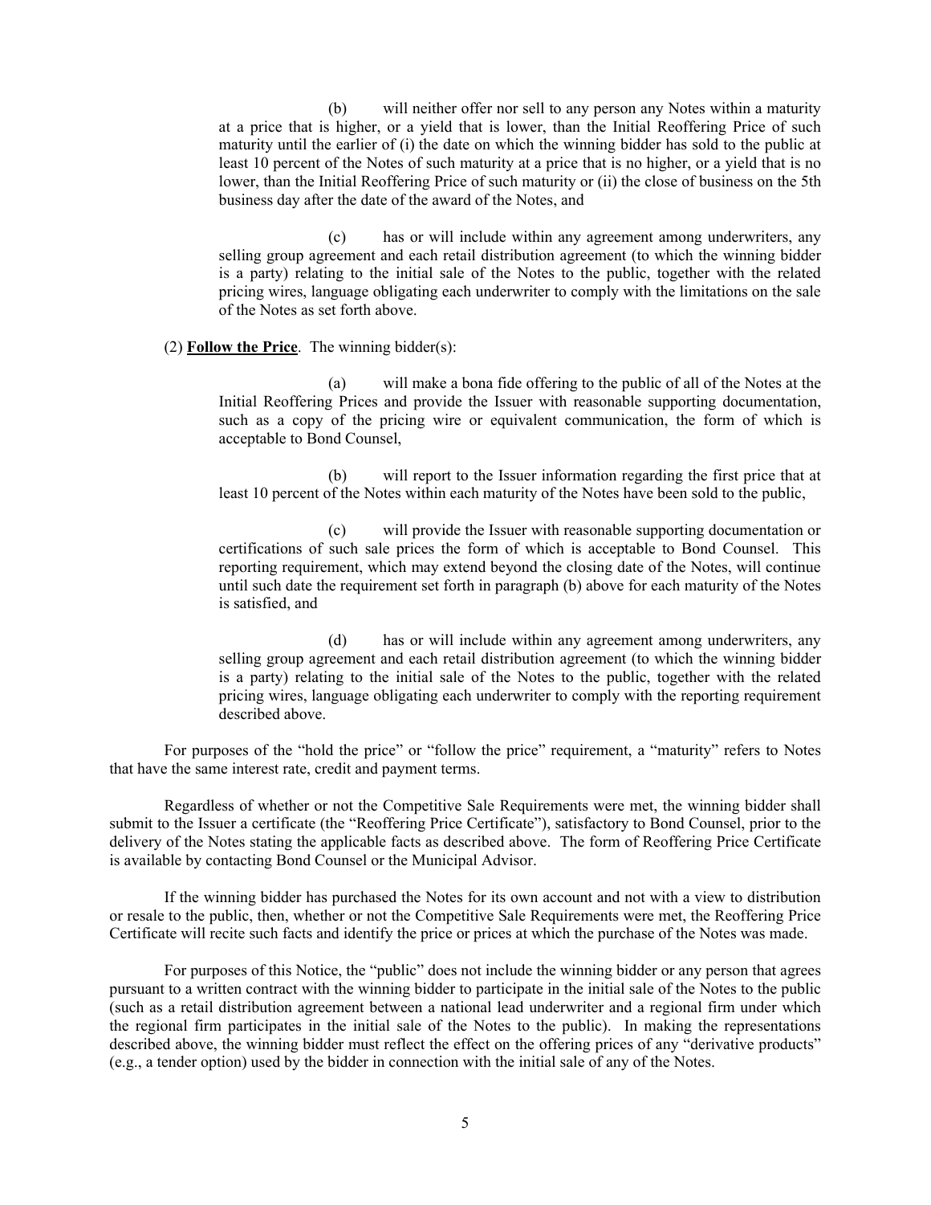(b) will neither offer nor sell to any person any Notes within a maturity at a price that is higher, or a yield that is lower, than the Initial Reoffering Price of such maturity until the earlier of (i) the date on which the winning bidder has sold to the public at least 10 percent of the Notes of such maturity at a price that is no higher, or a yield that is no lower, than the Initial Reoffering Price of such maturity or (ii) the close of business on the 5th business day after the date of the award of the Notes, and

(c) has or will include within any agreement among underwriters, any selling group agreement and each retail distribution agreement (to which the winning bidder is a party) relating to the initial sale of the Notes to the public, together with the related pricing wires, language obligating each underwriter to comply with the limitations on the sale of the Notes as set forth above.

(2) **Follow the Price**. The winning bidder(s):

(a) will make a bona fide offering to the public of all of the Notes at the Initial Reoffering Prices and provide the Issuer with reasonable supporting documentation, such as a copy of the pricing wire or equivalent communication, the form of which is acceptable to Bond Counsel,

(b) will report to the Issuer information regarding the first price that at least 10 percent of the Notes within each maturity of the Notes have been sold to the public,

(c) will provide the Issuer with reasonable supporting documentation or certifications of such sale prices the form of which is acceptable to Bond Counsel. This reporting requirement, which may extend beyond the closing date of the Notes, will continue until such date the requirement set forth in paragraph (b) above for each maturity of the Notes is satisfied, and

(d) has or will include within any agreement among underwriters, any selling group agreement and each retail distribution agreement (to which the winning bidder is a party) relating to the initial sale of the Notes to the public, together with the related pricing wires, language obligating each underwriter to comply with the reporting requirement described above.

For purposes of the "hold the price" or "follow the price" requirement, a "maturity" refers to Notes that have the same interest rate, credit and payment terms.

Regardless of whether or not the Competitive Sale Requirements were met, the winning bidder shall submit to the Issuer a certificate (the "Reoffering Price Certificate"), satisfactory to Bond Counsel, prior to the delivery of the Notes stating the applicable facts as described above. The form of Reoffering Price Certificate is available by contacting Bond Counsel or the Municipal Advisor.

If the winning bidder has purchased the Notes for its own account and not with a view to distribution or resale to the public, then, whether or not the Competitive Sale Requirements were met, the Reoffering Price Certificate will recite such facts and identify the price or prices at which the purchase of the Notes was made.

For purposes of this Notice, the "public" does not include the winning bidder or any person that agrees pursuant to a written contract with the winning bidder to participate in the initial sale of the Notes to the public (such as a retail distribution agreement between a national lead underwriter and a regional firm under which the regional firm participates in the initial sale of the Notes to the public). In making the representations described above, the winning bidder must reflect the effect on the offering prices of any "derivative products" (e.g., a tender option) used by the bidder in connection with the initial sale of any of the Notes.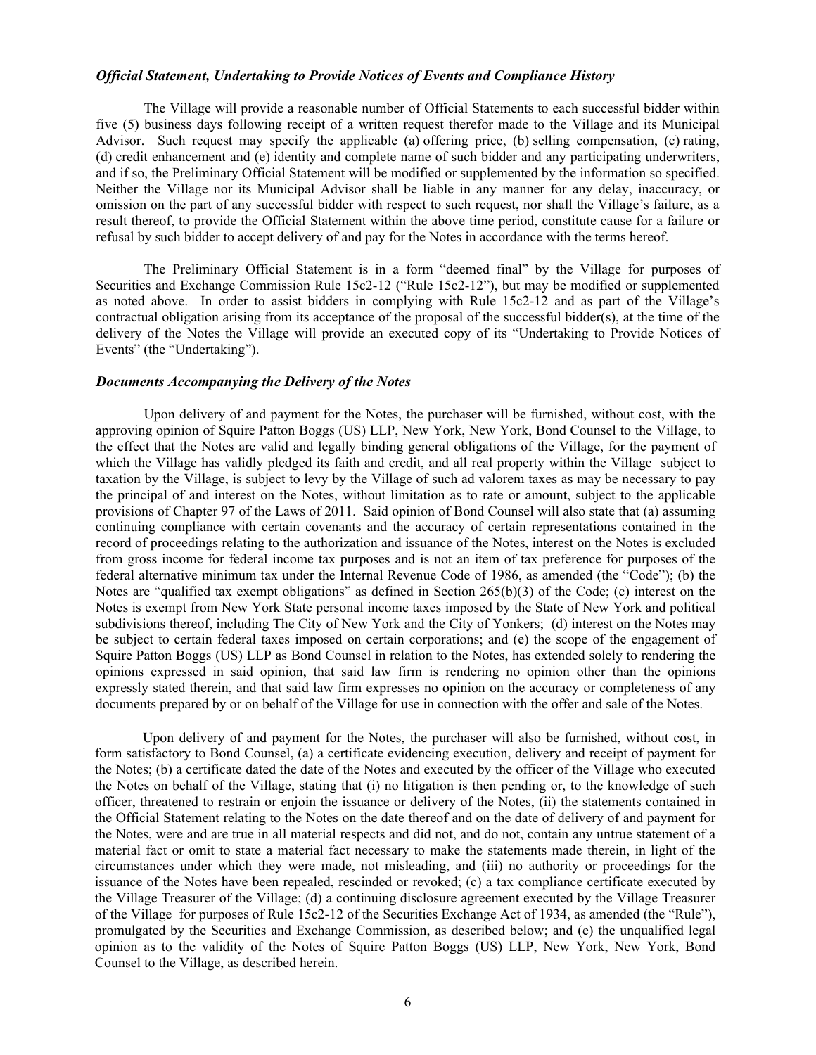### *Official Statement, Undertaking to Provide Notices of Events and Compliance History*

The Village will provide a reasonable number of Official Statements to each successful bidder within five (5) business days following receipt of a written request therefor made to the Village and its Municipal Advisor. Such request may specify the applicable (a) offering price, (b) selling compensation, (c) rating, (d) credit enhancement and (e) identity and complete name of such bidder and any participating underwriters, and if so, the Preliminary Official Statement will be modified or supplemented by the information so specified. Neither the Village nor its Municipal Advisor shall be liable in any manner for any delay, inaccuracy, or omission on the part of any successful bidder with respect to such request, nor shall the Village's failure, as a result thereof, to provide the Official Statement within the above time period, constitute cause for a failure or refusal by such bidder to accept delivery of and pay for the Notes in accordance with the terms hereof.

The Preliminary Official Statement is in a form "deemed final" by the Village for purposes of Securities and Exchange Commission Rule 15c2-12 ("Rule 15c2-12"), but may be modified or supplemented as noted above. In order to assist bidders in complying with Rule 15c2-12 and as part of the Village's contractual obligation arising from its acceptance of the proposal of the successful bidder(s), at the time of the delivery of the Notes the Village will provide an executed copy of its "Undertaking to Provide Notices of Events" (the "Undertaking").

### *Documents Accompanying the Delivery of the Notes*

Upon delivery of and payment for the Notes, the purchaser will be furnished, without cost, with the approving opinion of Squire Patton Boggs (US) LLP, New York, New York, Bond Counsel to the Village, to the effect that the Notes are valid and legally binding general obligations of the Village, for the payment of which the Village has validly pledged its faith and credit, and all real property within the Village subject to taxation by the Village, is subject to levy by the Village of such ad valorem taxes as may be necessary to pay the principal of and interest on the Notes, without limitation as to rate or amount, subject to the applicable provisions of Chapter 97 of the Laws of 2011. Said opinion of Bond Counsel will also state that (a) assuming continuing compliance with certain covenants and the accuracy of certain representations contained in the record of proceedings relating to the authorization and issuance of the Notes, interest on the Notes is excluded from gross income for federal income tax purposes and is not an item of tax preference for purposes of the federal alternative minimum tax under the Internal Revenue Code of 1986, as amended (the "Code"); (b) the Notes are "qualified tax exempt obligations" as defined in Section 265(b)(3) of the Code; (c) interest on the Notes is exempt from New York State personal income taxes imposed by the State of New York and political subdivisions thereof, including The City of New York and the City of Yonkers; (d) interest on the Notes may be subject to certain federal taxes imposed on certain corporations; and (e) the scope of the engagement of Squire Patton Boggs (US) LLP as Bond Counsel in relation to the Notes, has extended solely to rendering the opinions expressed in said opinion, that said law firm is rendering no opinion other than the opinions expressly stated therein, and that said law firm expresses no opinion on the accuracy or completeness of any documents prepared by or on behalf of the Village for use in connection with the offer and sale of the Notes.

Upon delivery of and payment for the Notes, the purchaser will also be furnished, without cost, in form satisfactory to Bond Counsel, (a) a certificate evidencing execution, delivery and receipt of payment for the Notes; (b) a certificate dated the date of the Notes and executed by the officer of the Village who executed the Notes on behalf of the Village, stating that (i) no litigation is then pending or, to the knowledge of such officer, threatened to restrain or enjoin the issuance or delivery of the Notes, (ii) the statements contained in the Official Statement relating to the Notes on the date thereof and on the date of delivery of and payment for the Notes, were and are true in all material respects and did not, and do not, contain any untrue statement of a material fact or omit to state a material fact necessary to make the statements made therein, in light of the circumstances under which they were made, not misleading, and (iii) no authority or proceedings for the issuance of the Notes have been repealed, rescinded or revoked; (c) a tax compliance certificate executed by the Village Treasurer of the Village; (d) a continuing disclosure agreement executed by the Village Treasurer of the Village for purposes of Rule 15c2-12 of the Securities Exchange Act of 1934, as amended (the "Rule"), promulgated by the Securities and Exchange Commission, as described below; and (e) the unqualified legal opinion as to the validity of the Notes of Squire Patton Boggs (US) LLP, New York, New York, Bond Counsel to the Village, as described herein.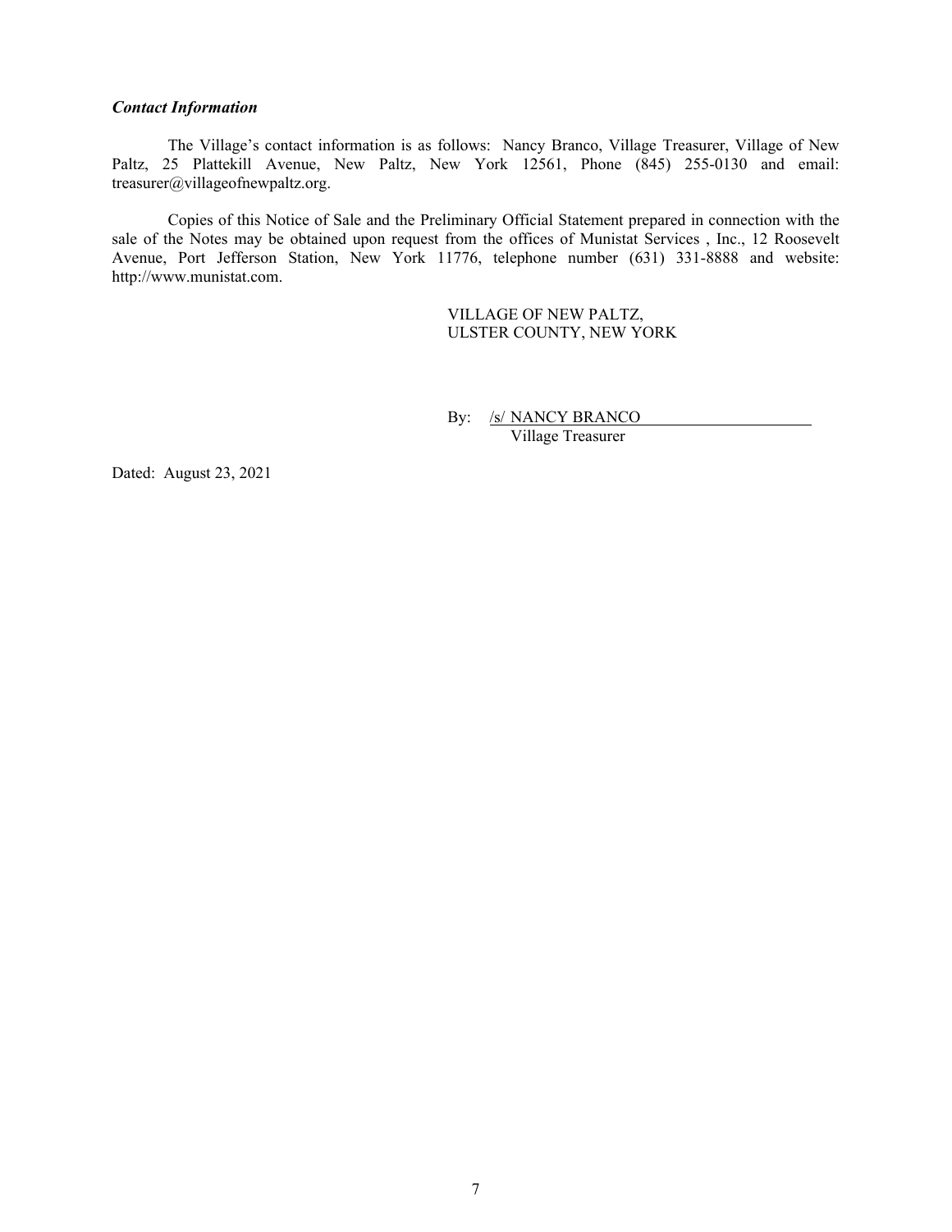***Contact Information***

The Village's contact information is as follows: Nancy Branco, Village Treasurer, Village of New Paltz, 25 Plattekill Avenue, New Paltz, New York 12561, Phone (845) 255-0130 and email: treasurer@villageofnewpaltz.org.

Copies of this Notice of Sale and the Preliminary Official Statement prepared in connection with the sale of the Notes may be obtained upon request from the offices of Munistat Services , Inc., 12 Roosevelt Avenue, Port Jefferson Station, New York 11776, telephone number (631) 331-8888 and website: http://www.munistat.com.

VILLAGE OF NEW PALTZ,
ULSTER COUNTY, NEW YORK

By: /s/ NANCY BRANCO
Village Treasurer

Dated: August 23, 2021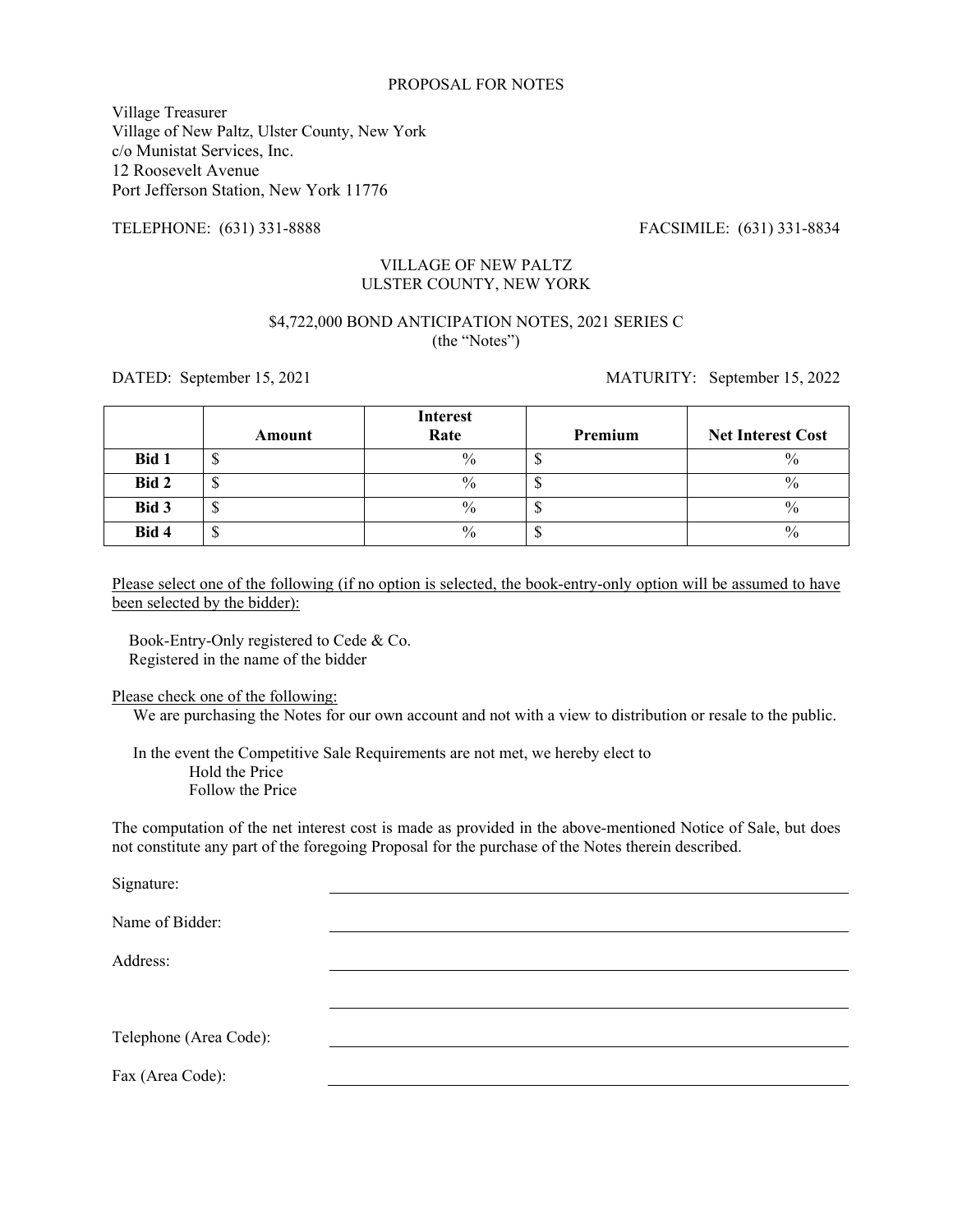PROPOSAL FOR NOTES

Village Treasurer
Village of New Paltz, Ulster County, New York
c/o Munistat Services, Inc.
12 Roosevelt Avenue
Port Jefferson Station, New York 11776

TELEPHONE: (631) 331-8888 FACSIMILE: (631) 331-8834

VILLAGE OF NEW PALTZ
ULSTER COUNTY, NEW YORK

$4,722,000 BOND ANTICIPATION NOTES, 2021 SERIES C
(the "Notes")

DATED: September 15, 2021 MATURITY: September 15, 2022

| | Amount | Interest Rate | Premium | Net Interest Cost |
|---|---|---|---|---|
| **Bid 1** | $ | % | $ | % |
| **Bid 2** | $ | % | $ | % |
| **Bid 3** | $ | % | $ | % |
| **Bid 4** | $ | % | $ | % |

Please select one of the following (if no option is selected, the book-entry-only option will be assumed to have been selected by the bidder):

Book-Entry-Only registered to Cede & Co.
Registered in the name of the bidder

Please check one of the following:

We are purchasing the Notes for our own account and not with a view to distribution or resale to the public.

In the event the Competitive Sale Requirements are not met, we hereby elect to
Hold the Price
Follow the Price

The computation of the net interest cost is made as provided in the above-mentioned Notice of Sale, but does not constitute any part of the foregoing Proposal for the purchase of the Notes therein described.

Signature: \_\_\_\_\_\_\_\_\_\_\_\_\_\_\_\_\_\_\_\_\_\_\_\_\_\_\_\_\_\_

Name of Bidder: \_\_\_\_\_\_\_\_\_\_\_\_\_\_\_\_\_\_\_\_\_\_\_\_\_\_\_\_\_\_

Address: \_\_\_\_\_\_\_\_\_\_\_\_\_\_\_\_\_\_\_\_\_\_\_\_\_\_\_\_\_\_

\_\_\_\_\_\_\_\_\_\_\_\_\_\_\_\_\_\_\_\_\_\_\_\_\_\_\_\_\_\_

Telephone (Area Code): \_\_\_\_\_\_\_\_\_\_\_\_\_\_\_\_\_\_\_\_\_\_\_\_\_\_\_\_\_\_

Fax (Area Code): \_\_\_\_\_\_\_\_\_\_\_\_\_\_\_\_\_\_\_\_\_\_\_\_\_\_\_\_\_\_